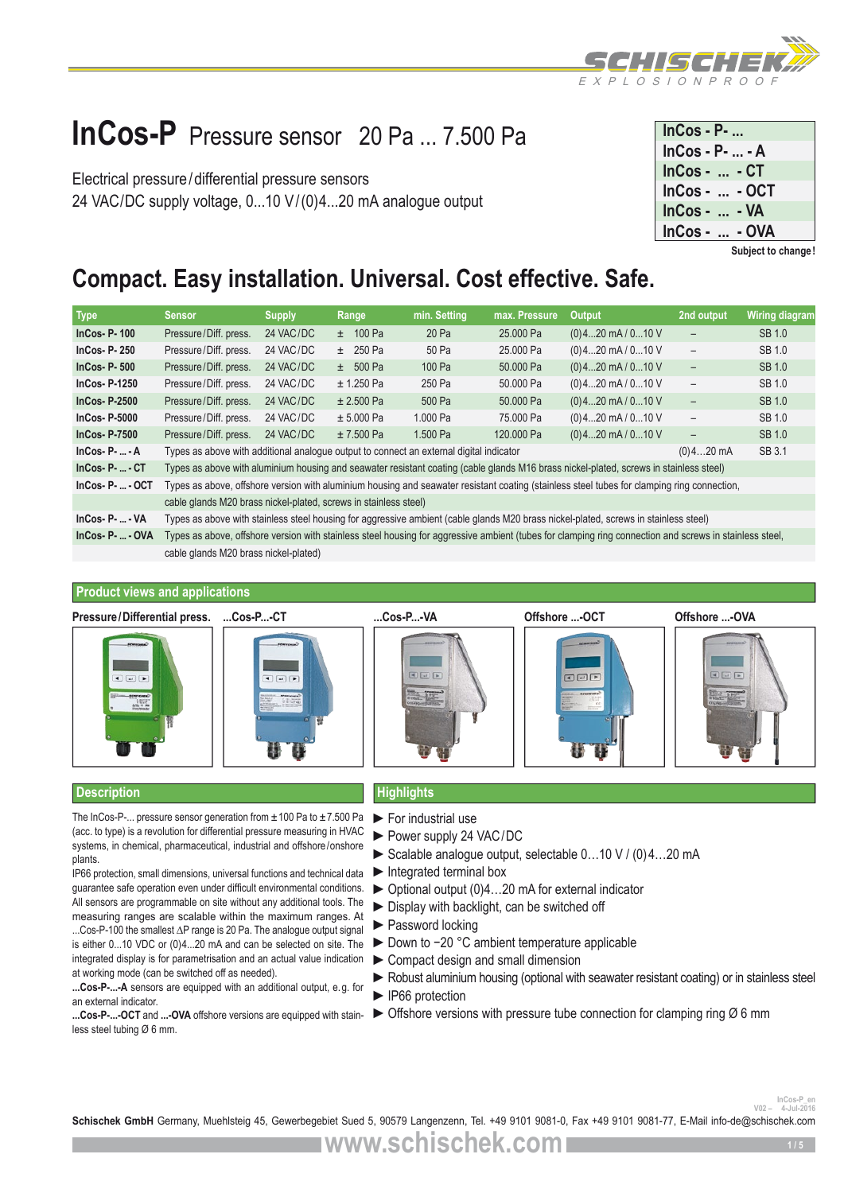# InCos-P Pressure sensor 20 Pa ... 7.500 Pa

Electrical pressure/differential pressure sensors
24 VAC/DC supply voltage, 0...10 V/(0)4...20 mA analogue output

| InCos - P- ... |
|---|
| InCos - P- ... - A |
| InCos - ... - CT |
| InCos - ... - OCT |
| InCos - ... - VA |
| InCos - ... - OVA |

**Subject to change!**

## Compact. Easy installation. Universal. Cost effective. Safe.

| Type | Sensor | Supply | Range | min. Setting | max. Pressure | Output | 2nd output | Wiring diagram |
|---|---|---|---|---|---|---|---|---|
| **InCos- P- 100** | Pressure/Diff. press. | 24 VAC/DC | ± 100 Pa | 20 Pa | 25.000 Pa | (0)4...20 mA / 0...10 V | – | SB 1.0 |
| **InCos- P- 250** | Pressure/Diff. press. | 24 VAC/DC | ± 250 Pa | 50 Pa | 25.000 Pa | (0)4...20 mA / 0...10 V | – | SB 1.0 |
| **InCos- P- 500** | Pressure/Diff. press. | 24 VAC/DC | ± 500 Pa | 100 Pa | 50.000 Pa | (0)4...20 mA / 0...10 V | – | SB 1.0 |
| **InCos- P-1250** | Pressure/Diff. press. | 24 VAC/DC | ± 1.250 Pa | 250 Pa | 50.000 Pa | (0)4...20 mA / 0...10 V | – | SB 1.0 |
| **InCos- P-2500** | Pressure/Diff. press. | 24 VAC/DC | ± 2.500 Pa | 500 Pa | 50.000 Pa | (0)4...20 mA / 0...10 V | – | SB 1.0 |
| **InCos- P-5000** | Pressure/Diff. press. | 24 VAC/DC | ± 5.000 Pa | 1.000 Pa | 75.000 Pa | (0)4...20 mA / 0...10 V | – | SB 1.0 |
| **InCos- P-7500** | Pressure/Diff. press. | 24 VAC/DC | ± 7.500 Pa | 1.500 Pa | 120.000 Pa | (0)4...20 mA / 0...10 V | – | SB 1.0 |
| **InCos- P- ... - A** | Types as above with additional analogue output to connect an external digital indicator | | | | | | (0)4…20 mA | SB 3.1 |
| **InCos- P- ... - CT** | Types as above with aluminium housing and seawater resistant coating (cable glands M16 brass nickel-plated, screws in stainless steel) | | | | | | | |
| **InCos- P- ... - OCT** | Types as above, offshore version with aluminium housing and seawater resistant coating (stainless steel tubes for clamping ring connection, cable glands M20 brass nickel-plated, screws in stainless steel) | | | | | | | |
| **InCos- P- ... - VA** | Types as above with stainless steel housing for aggressive ambient (cable glands M20 brass nickel-plated, screws in stainless steel) | | | | | | | |
| **InCos- P- ... - OVA** | Types as above, offshore version with stainless steel housing for aggressive ambient (tubes for clamping ring connection and screws in stainless steel, cable glands M20 brass nickel-plated) | | | | | | | |

## Product views and applications

Pressure/Differential press. | ...Cos-P...-CT | ...Cos-P...-VA | Offshore ...-OCT | Offshore ...-OVA

## Description

The InCos-P-... pressure sensor generation from ± 100 Pa to ± 7.500 Pa (acc. to type) is a revolution for differential pressure measuring in HVAC systems, in chemical, pharmaceutical, industrial and offshore/onshore plants.

IP66 protection, small dimensions, universal functions and technical data guarantee safe operation even under difficult environmental conditions. All sensors are programmable on site without any additional tools. The measuring ranges are scalable within the maximum ranges. At ...Cos-P-100 the smallest ∆P range is 20 Pa. The analogue output signal is either 0...10 VDC or (0)4...20 mA and can be selected on site. The integrated display is for parametrisation and an actual value indication at working mode (can be switched off as needed).

**...Cos-P-...-A** sensors are equipped with an additional output, e.g. for an external indicator.

**...Cos-P-...-OCT** and **...-OVA** offshore versions are equipped with stainless steel tubing Ø 6 mm.

## Highlights

- ► For industrial use
- ► Power supply 24 VAC/DC
- ► Scalable analogue output, selectable 0…10 V / (0)4…20 mA
- ► Integrated terminal box
- ► Optional output (0)4…20 mA for external indicator
- ► Display with backlight, can be switched off
- ► Password locking
- ► Down to −20 °C ambient temperature applicable
- ► Compact design and small dimension
- ► Robust aluminium housing (optional with seawater resistant coating) or in stainless steel
- ► IP66 protection
- ► Offshore versions with pressure tube connection for clamping ring Ø 6 mm

InCos-P_en V02 – 4-Jul-2016

**Schischek GmbH** Germany, Muehlsteig 45, Gewerbegebiet Sued 5, 90579 Langenzenn, Tel. +49 9101 9081-0, Fax +49 9101 9081-77, E-Mail info-de@schischek.com

www.schischek.com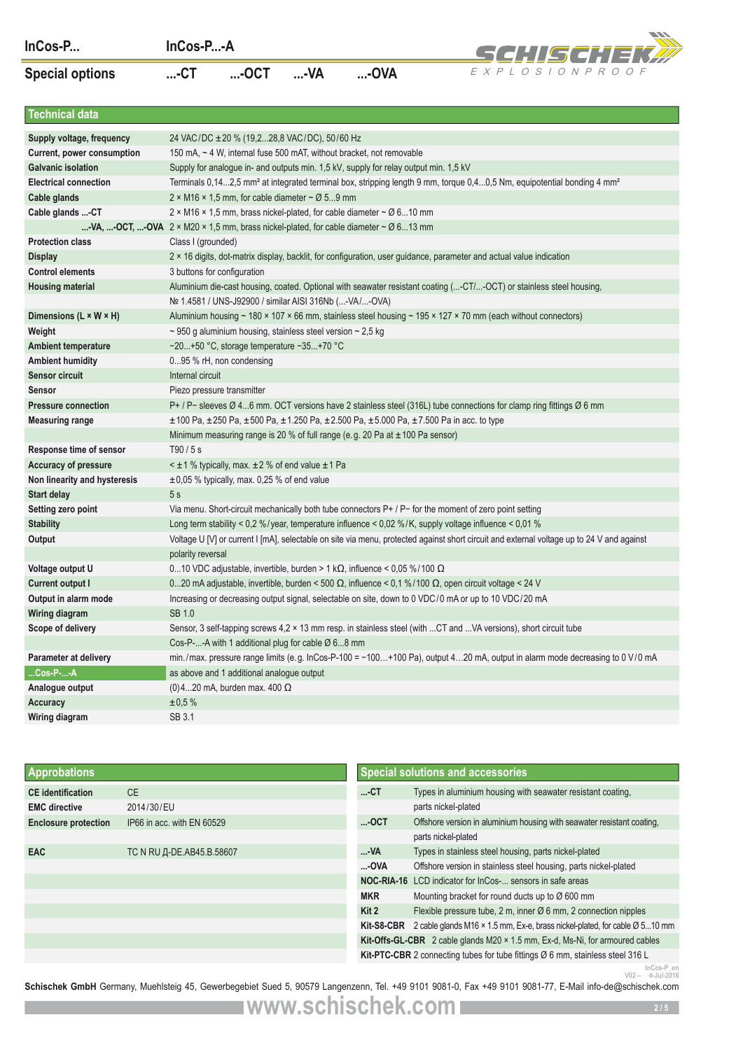InCos-P... InCos-P...-A

Special options ...-CT ...-OCT ...-VA ...-OVA

## Technical data

| | |
|---|---|
| **Supply voltage, frequency** | 24 VAC/DC ±20 % (19,2...28,8 VAC/DC), 50/60 Hz |
| **Current, power consumption** | 150 mA, ~ 4 W, internal fuse 500 mAT, without bracket, not removable |
| **Galvanic isolation** | Supply for analogue in- and outputs min. 1,5 kV, supply for relay output min. 1,5 kV |
| **Electrical connection** | Terminals 0,14...2,5 mm² at integrated terminal box, stripping length 9 mm, torque 0,4...0,5 Nm, equipotential bonding 4 mm² |
| **Cable glands** | 2 × M16 × 1,5 mm, for cable diameter ~ Ø 5...9 mm |
| **Cable glands ...-CT** | 2 × M16 × 1,5 mm, brass nickel-plated, for cable diameter ~ Ø 6...10 mm |
| **...-VA, ...-OCT, ...-OVA** | 2 × M20 × 1,5 mm, brass nickel-plated, for cable diameter ~ Ø 6...13 mm |
| **Protection class** | Class I (grounded) |
| **Display** | 2 × 16 digits, dot-matrix display, backlit, for configuration, user guidance, parameter and actual value indication |
| **Control elements** | 3 buttons for configuration |
| **Housing material** | Aluminium die-cast housing, coated. Optional with seawater resistant coating (...-CT/...-OCT) or stainless steel housing, № 1.4581 / UNS-J92900 / similar AISI 316Nb (...-VA/...-OVA) |
| **Dimensions (L × W × H)** | Aluminium housing ~ 180 × 107 × 66 mm, stainless steel housing ~ 195 × 127 × 70 mm (each without connectors) |
| **Weight** | ~ 950 g aluminium housing, stainless steel version ~ 2,5 kg |
| **Ambient temperature** | −20...+50 °C, storage temperature −35...+70 °C |
| **Ambient humidity** | 0...95 % rH, non condensing |
| **Sensor circuit** | Internal circuit |
| **Sensor** | Piezo pressure transmitter |
| **Pressure connection** | P+ / P− sleeves Ø 4...6 mm. OCT versions have 2 stainless steel (316L) tube connections for clamp ring fittings Ø 6 mm |
| **Measuring range** | ±100 Pa, ±250 Pa, ±500 Pa, ±1.250 Pa, ±2.500 Pa, ±5.000 Pa, ±7.500 Pa in acc. to type<br>Minimum measuring range is 20 % of full range (e.g. 20 Pa at ±100 Pa sensor) |
| **Response time of sensor** | T90 / 5 s |
| **Accuracy of pressure** | < ±1 % typically, max. ±2 % of end value ±1 Pa |
| **Non linearity and hysteresis** | ±0,05 % typically, max. 0,25 % of end value |
| **Start delay** | 5 s |
| **Setting zero point** | Via menu. Short-circuit mechanically both tube connectors P+ / P− for the moment of zero point setting |
| **Stability** | Long term stability < 0,2 %/year, temperature influence < 0,02 %/K, supply voltage influence < 0,01 % |
| **Output** | Voltage U [V] or current I [mA], selectable on site via menu, protected against short circuit and external voltage up to 24 V and against polarity reversal |
| **Voltage output U** | 0...10 VDC adjustable, invertible, burden > 1 kΩ, influence < 0,05 %/100 Ω |
| **Current output I** | 0...20 mA adjustable, invertible, burden < 500 Ω, influence < 0,1 %/100 Ω, open circuit voltage < 24 V |
| **Output in alarm mode** | Increasing or decreasing output signal, selectable on site, down to 0 VDC/0 mA or up to 10 VDC/20 mA |
| **Wiring diagram** | SB 1.0 |
| **Scope of delivery** | Sensor, 3 self-tapping screws 4,2 × 13 mm resp. in stainless steel (with ...CT and ...VA versions), short circuit tube<br>Cos-P-...-A with 1 additional plug for cable Ø 6...8 mm |
| **Parameter at delivery** | min./max. pressure range limits (e.g. InCos-P-100 = −100…+100 Pa), output 4…20 mA, output in alarm mode decreasing to 0 V/0 mA |
| **...Cos-P-...-A** | as above and 1 additional analogue output |
| **Analogue output** | (0)4...20 mA, burden max. 400 Ω |
| **Accuracy** | ±0,5 % |
| **Wiring diagram** | SB 3.1 |

## Approbations

| | |
|---|---|
| **CE identification** | CE |
| **EMC directive** | 2014/30/EU |
| **Enclosure protection** | IP66 in acc. with EN 60529 |
| **EAC** | TC N RU Д-DE.AB45.B.58607 |

## Special solutions and accessories

| | |
|---|---|
| **...-CT** | Types in aluminium housing with seawater resistant coating, parts nickel-plated |
| **...-OCT** | Offshore version in aluminium housing with seawater resistant coating, parts nickel-plated |
| **...-VA** | Types in stainless steel housing, parts nickel-plated |
| **...-OVA** | Offshore version in stainless steel housing, parts nickel-plated |
| **NOC-RIA-16** | LCD indicator for InCos-... sensors in safe areas |
| **MKR** | Mounting bracket for round ducts up to Ø 600 mm |
| **Kit 2** | Flexible pressure tube, 2 m, inner Ø 6 mm, 2 connection nipples |
| **Kit-S8-CBR** | 2 cable glands M16 × 1.5 mm, Ex-e, brass nickel-plated, for cable Ø 5...10 mm |
| **Kit-Offs-GL-CBR** | 2 cable glands M20 × 1.5 mm, Ex-d, Ms-Ni, for armoured cables |
| **Kit-PTC-CBR** | 2 connecting tubes for tube fittings Ø 6 mm, stainless steel 316 L |

InCos-P_en V02 – 4-Jul-2016

**Schischek GmbH** Germany, Muehlsteig 45, Gewerbegebiet Sued 5, 90579 Langenzenn, Tel. +49 9101 9081-0, Fax +49 9101 9081-77, E-Mail info-de@schischek.com

www.schischek.com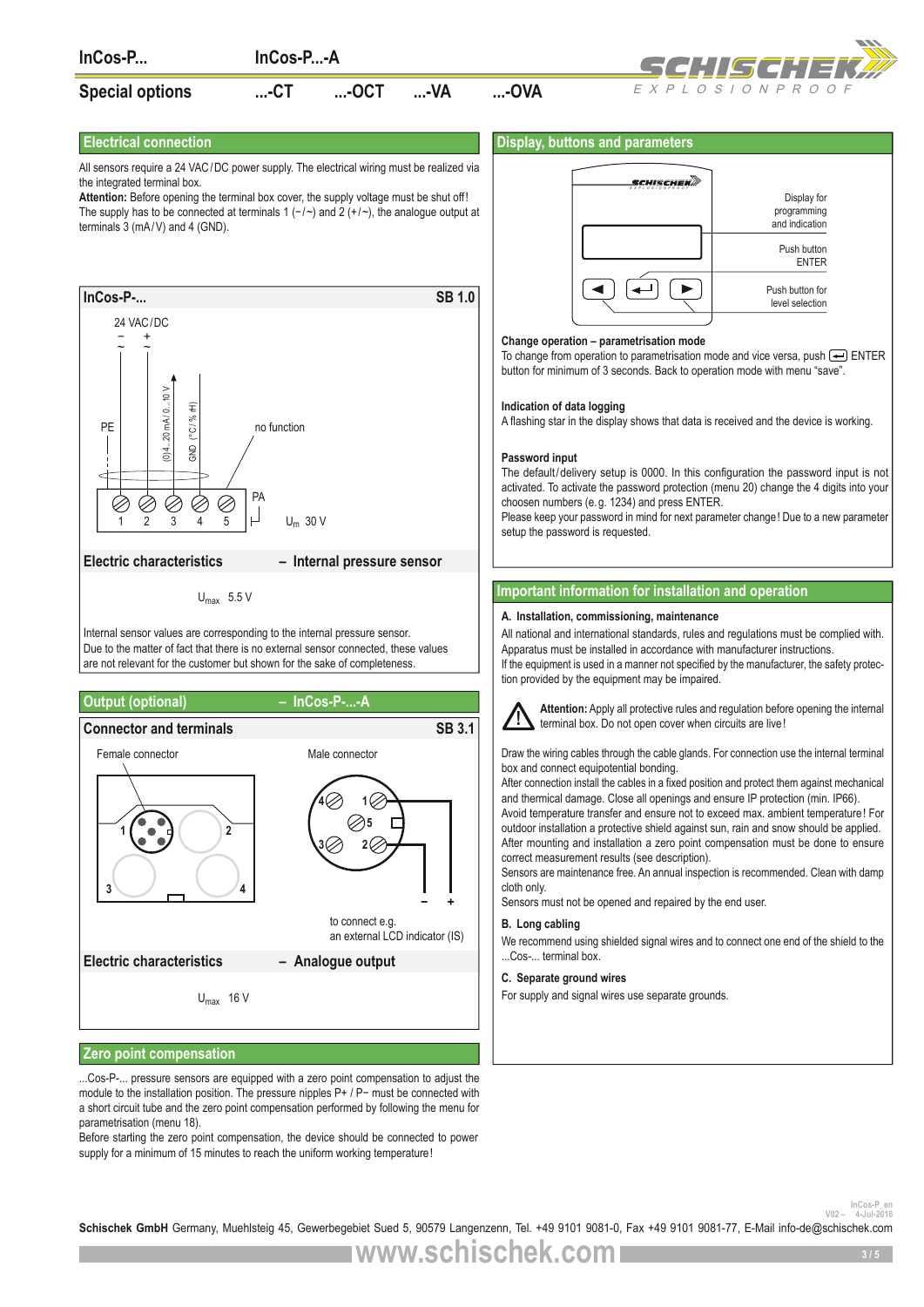InCos-P... InCos-P...-A

Special options ...-CT ...-OCT ...-VA ...-OVA

## Electrical connection

All sensors require a 24 VAC/DC power supply. The electrical wiring must be realized via the integrated terminal box.
**Attention:** Before opening the terminal box cover, the supply voltage must be shut off! The supply has to be connected at terminals 1 (−/~) and 2 (+/~), the analogue output at terminals 3 (mA/V) and 4 (GND).

### InCos-P... SB 1.0

24 VAC/DC

− ~ + ~

PE

(0)4...20 mA / 0...10 V

GND (°C / % rH)

no function

PA

1 2 3 4 5

$U_m$ 30 V

### Electric characteristics – Internal pressure sensor

$U_{max}$ 5.5 V

Internal sensor values are corresponding to the internal pressure sensor. Due to the matter of fact that there is no external sensor connected, these values are not relevant for the customer but shown for the sake of completeness.

## Output (optional) – InCos-P...-A

### Connector and terminals SB 3.1

Female connector

Male connector

1 2 3 4 5

to connect e.g. an external LCD indicator (IS)

### Electric characteristics – Analogue output

$U_{max}$ 16 V

## Zero point compensation

...Cos-P-... pressure sensors are equipped with a zero point compensation to adjust the module to the installation position. The pressure nipples P+ / P− must be connected with a short circuit tube and the zero point compensation performed by following the menu for parametrisation (menu 18).
Before starting the zero point compensation, the device should be connected to power supply for a minimum of 15 minutes to reach the uniform working temperature!

## Display, buttons and parameters

Display for programming and indication

Push button ENTER

Push button for level selection

**Change operation – parametrisation mode**
To change from operation to parametrisation mode and vice versa, push ENTER button for minimum of 3 seconds. Back to operation mode with menu "save".

**Indication of data logging**
A flashing star in the display shows that data is received and the device is working.

**Password input**
The default/delivery setup is 0000. In this configuration the password input is not activated. To activate the password protection (menu 20) change the 4 digits into your choosen numbers (e.g. 1234) and press ENTER.
Please keep your password in mind for next parameter change! Due to a new parameter setup the password is requested.

## Important information for installation and operation

**A. Installation, commissioning, maintenance**

All national and international standards, rules and regulations must be complied with. Apparatus must be installed in accordance with manufacturer instructions.
If the equipment is used in a manner not specified by the manufacturer, the safety protection provided by the equipment may be impaired.

**Attention:** Apply all protective rules and regulation before opening the internal terminal box. Do not open cover when circuits are live!

Draw the wiring cables through the cable glands. For connection use the internal terminal box and connect equipotential bonding.
After connection install the cables in a fixed position and protect them against mechanical and thermal damage. Close all openings and ensure IP protection (min. IP66).
Avoid temperature transfer and ensure not to exceed max. ambient temperature! For outdoor installation a protective shield against sun, rain and snow should be applied.
After mounting and installation a zero point compensation must be done to ensure correct measurement results (see description).
Sensors are maintenance free. An annual inspection is recommended. Clean with damp cloth only.
Sensors must not be opened and repaired by the end user.

**B. Long cabling**

We recommend using shielded signal wires and to connect one end of the shield to the ...Cos-... terminal box.

**C. Separate ground wires**

For supply and signal wires use separate grounds.

InCos-P_en V02 – 4-Jul-2016

**Schischek GmbH** Germany, Muehlsteig 45, Gewerbegebiet Sued 5, 90579 Langenzenn, Tel. +49 9101 9081-0, Fax +49 9101 9081-77, E-Mail info-de@schischek.com

www.schischek.com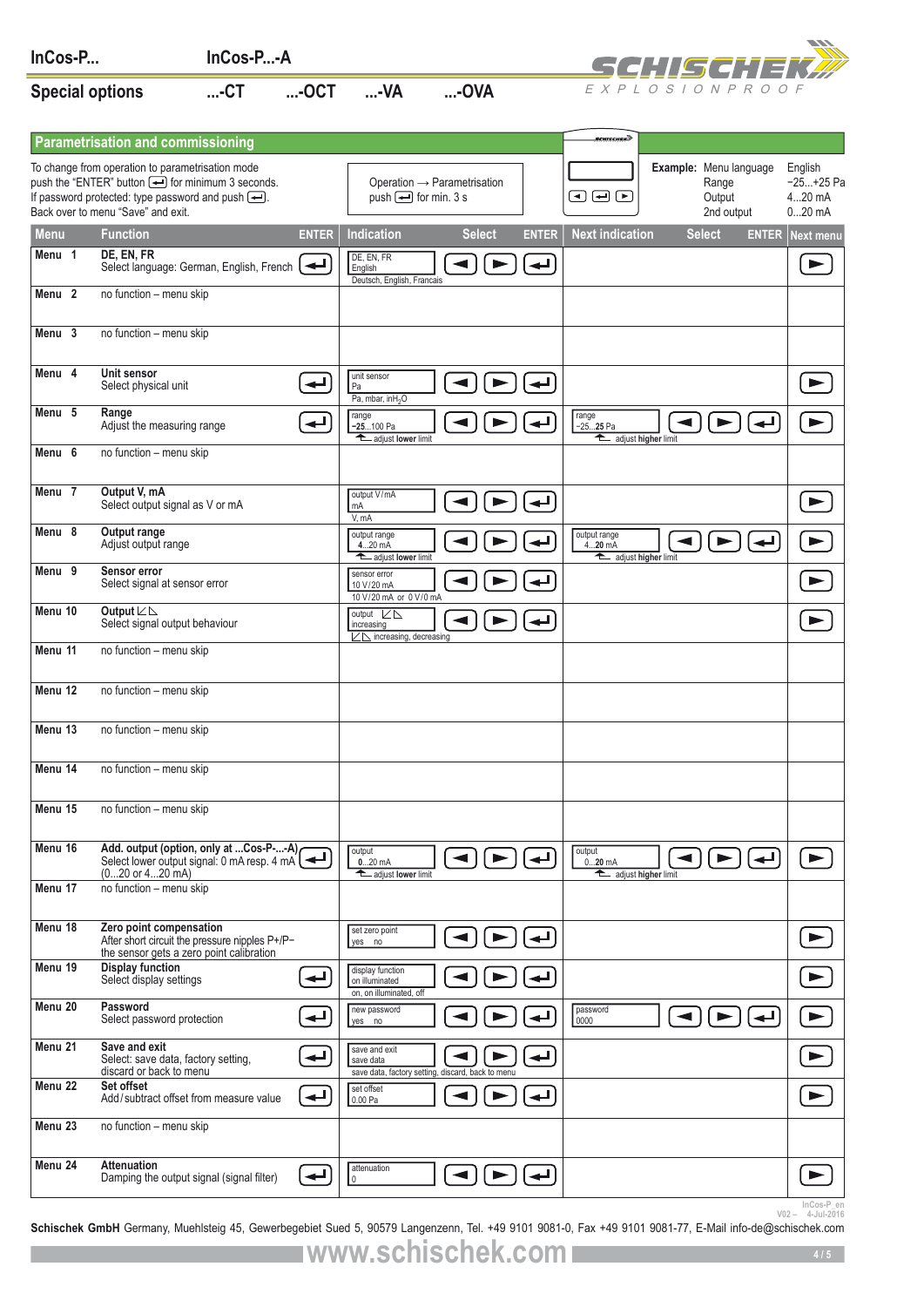InCos-P... InCos-P...-A

Special options ...-CT ...-OCT ...-VA ...-OVA

## Parametrisation and commissioning

To change from operation to parametrisation mode push the "ENTER" button for minimum 3 seconds. If password protected: type password and push ENTER. Back over to menu "Save" and exit.

Operation → Parametrisation push ENTER for min. 3 s

**Example:** Menu language English; Range −25...+25 Pa; Output 4...20 mA; 2nd output 0...20 mA

| Menu | Function | ENTER | Indication | Select | ENTER | Next indication | Select | ENTER | Next menu |
|---|---|---|---|---|---|---|---|---|---|
| Menu 1 | **DE, EN, FR** Select language: German, English, French | ↵ | DE, EN, FR English — Deutsch, English, Francais | ◄ ► | ↵ | | | | ► |
| Menu 2 | no function – menu skip | | | | | | | | |
| Menu 3 | no function – menu skip | | | | | | | | |
| Menu 4 | **Unit sensor** Select physical unit | ↵ | unit sensor Pa — Pa, mbar, $inH_2O$ | ◄ ► | ↵ | | | | ► |
| Menu 5 | **Range** Adjust the measuring range | ↵ | range **−25**...100 Pa — adjust **lower** limit | ◄ ► | ↵ | range −25...**25** Pa — adjust **higher** limit | ◄ ► | ↵ | ► |
| Menu 6 | no function – menu skip | | | | | | | | |
| Menu 7 | **Output V, mA** Select output signal as V or mA | | output V/mA mA — V, mA | ◄ ► | ↵ | | | | ► |
| Menu 8 | **Output range** Adjust output range | | output range **4**...20 mA — adjust **lower** limit | ◄ ► | ↵ | output range 4...**20** mA — adjust **higher** limit | ◄ ► | ↵ | ► |
| Menu 9 | **Sensor error** Select signal at sensor error | | sensor error 10 V/20 mA — 10 V/20 mA or 0 V/0 mA | ◄ ► | ↵ | | | | ► |
| Menu 10 | **Output** ⦣⊿ Select signal output behaviour | | output ⦣⊿ increasing — ⦣⊿ increasing, decreasing | ◄ ► | ↵ | | | | ► |
| Menu 11 | no function – menu skip | | | | | | | | |
| Menu 12 | no function – menu skip | | | | | | | | |
| Menu 13 | no function – menu skip | | | | | | | | |
| Menu 14 | no function – menu skip | | | | | | | | |
| Menu 15 | no function – menu skip | | | | | | | | |
| Menu 16 | **Add. output (option, only at ...Cos-P...-A)** Select lower output signal: 0 mA resp. 4 mA (0...20 or 4...20 mA) | ↵ | output **0**...20 mA — adjust **lower** limit | ◄ ► | ↵ | output 0...**20** mA — adjust **higher** limit | ◄ ► | ↵ | ► |
| Menu 17 | no function – menu skip | | | | | | | | |
| Menu 18 | **Zero point compensation** After short circuit the pressure nipples P+/P− the sensor gets a zero point calibration | | set zero point yes no | ◄ ► | ↵ | | | | ► |
| Menu 19 | **Display function** Select display settings | ↵ | display function on illuminated — on, on illuminated, off | ◄ ► | ↵ | | | | ► |
| Menu 20 | **Password** Select password protection | ↵ | new password yes no | ◄ ► | ↵ | password 0000 | ◄ ► | ↵ | ► |
| Menu 21 | **Save and exit** Select: save data, factory setting, discard or back to menu | ↵ | save and exit save data — save data, factory setting, discard, back to menu | ◄ ► | ↵ | | | | ► |
| Menu 22 | **Set offset** Add/subtract offset from measure value | ↵ | set offset 0.00 Pa | ◄ ► | ↵ | | | | ► |
| Menu 23 | no function – menu skip | | | | | | | | |
| Menu 24 | **Attenuation** Damping the output signal (signal filter) | ↵ | attenuation 0 | ◄ ► | ↵ | | | | ► |

InCos-P_en V02 – 4-Jul-2016

**Schischek GmbH** Germany, Muehlsteig 45, Gewerbegebiet Sued 5, 90579 Langenzenn, Tel. +49 9101 9081-0, Fax +49 9101 9081-77, E-Mail info-de@schischek.com

www.schischek.com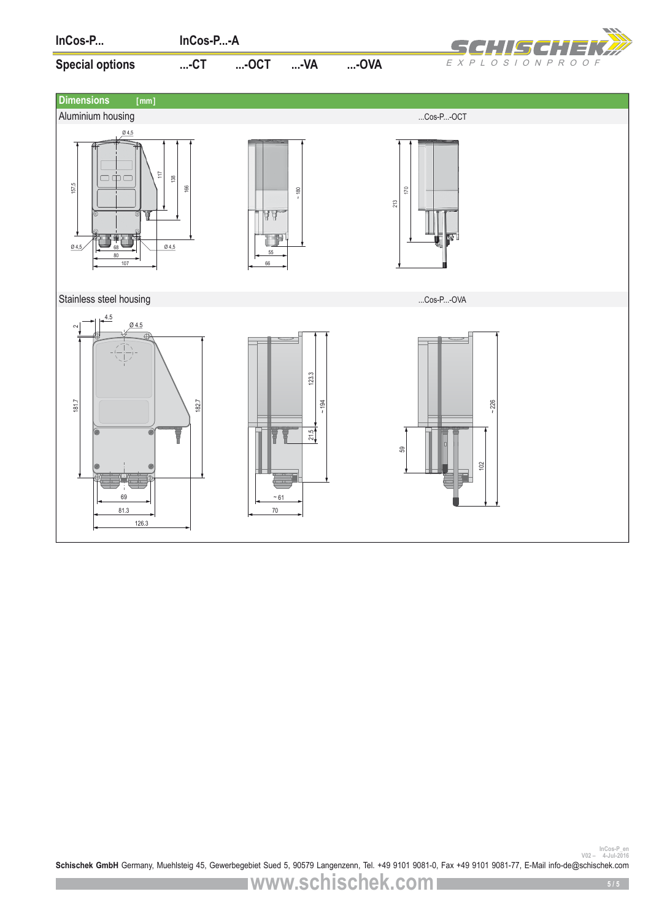InCos-P... InCos-P...-A

Special options ...-CT ...-OCT ...-VA ...-OVA

## Dimensions [mm]

### Aluminium housing

...Cos-P...-OCT

Ø 4,5
157,5
117
138
166
Ø 4,5
68
80
107
Ø 4,5
~ 180
55
66
213
170

### Stainless steel housing

...Cos-P...-OVA

2
4.5
Ø 4.5
181.7
182.7
69
81.3
126.3
123.3
~ 194
21.5
~ 61
70
~ 226
59
102

**Schischek GmbH** Germany, Muehlsteig 45, Gewerbegebiet Sued 5, 90579 Langenzenn, Tel. +49 9101 9081-0, Fax +49 9101 9081-77, E-Mail info-de@schischek.com

www.schischek.com